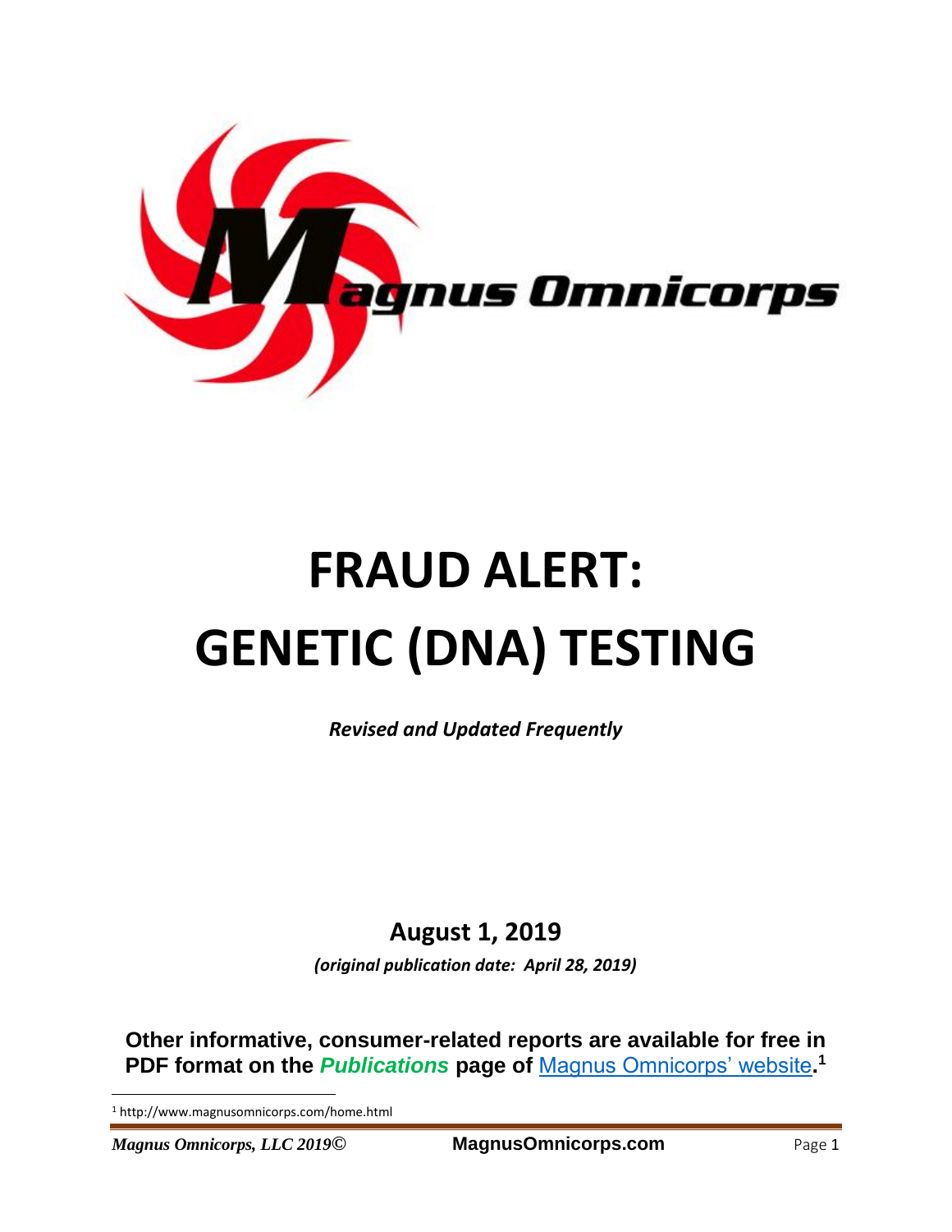Magnus Omnicorps

# FRAUD ALERT: GENETIC (DNA) TESTING

***Revised and Updated Frequently***

**August 1, 2019**

***(original publication date: April 28, 2019)***

**Other informative, consumer-related reports are available for free in PDF format on the *Publications* page of** [Magnus Omnicorps' website](http://www.magnusomnicorps.com/home.html)**.**[1]

[1] http://www.magnusomnicorps.com/home.html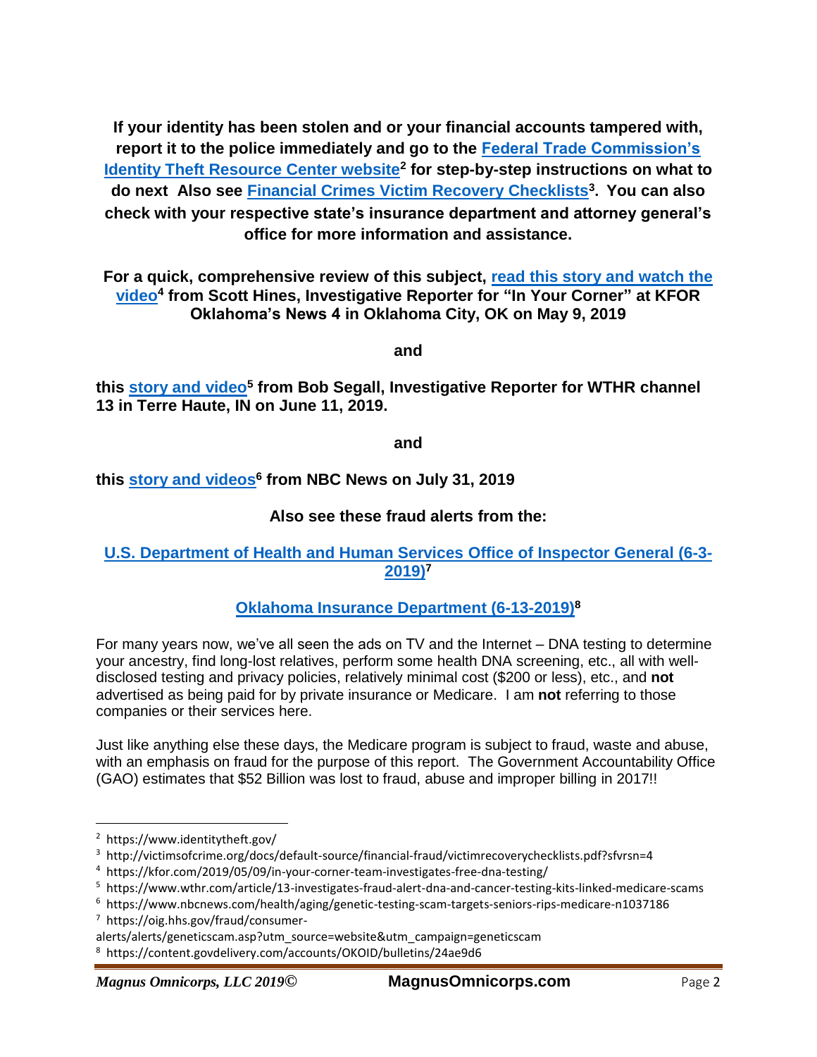**If your identity has been stolen and or your financial accounts tampered with, report it to the police immediately and go to the Federal Trade Commission's Identity Theft Resource Center website[2] for step-by-step instructions on what to do next  Also see Financial Crimes Victim Recovery Checklists[3]. You can also check with your respective state's insurance department and attorney general's office for more information and assistance.**

**For a quick, comprehensive review of this subject, read this story and watch the video[4] from Scott Hines, Investigative Reporter for "In Your Corner" at KFOR Oklahoma's News 4 in Oklahoma City, OK on May 9, 2019**

**and**

**this story and video[5] from Bob Segall, Investigative Reporter for WTHR channel 13 in Terre Haute, IN on June 11, 2019.**

**and**

**this story and videos[6] from NBC News on July 31, 2019**

**Also see these fraud alerts from the:**

**U.S. Department of Health and Human Services Office of Inspector General (6-3-2019)[7]**

**Oklahoma Insurance Department (6-13-2019)[8]**

For many years now, we've all seen the ads on TV and the Internet – DNA testing to determine your ancestry, find long-lost relatives, perform some health DNA screening, etc., all with well-disclosed testing and privacy policies, relatively minimal cost ($200 or less), etc., and **not** advertised as being paid for by private insurance or Medicare. I am **not** referring to those companies or their services here.

Just like anything else these days, the Medicare program is subject to fraud, waste and abuse, with an emphasis on fraud for the purpose of this report. The Government Accountability Office (GAO) estimates that $52 Billion was lost to fraud, abuse and improper billing in 2017!!

---

[2] https://www.identitytheft.gov/

[3] http://victimsofcrime.org/docs/default-source/financial-fraud/victimrecoverychecklists.pdf?sfvrsn=4

[4] https://kfor.com/2019/05/09/in-your-corner-team-investigates-free-dna-testing/

[5] https://www.wthr.com/article/13-investigates-fraud-alert-dna-and-cancer-testing-kits-linked-medicare-scams

[6] https://www.nbcnews.com/health/aging/genetic-testing-scam-targets-seniors-rips-medicare-n1037186

[7] https://oig.hhs.gov/fraud/consumer-alerts/alerts/geneticscam.asp?utm_source=website&utm_campaign=geneticscam

[8] https://content.govdelivery.com/accounts/OKOID/bulletins/24ae9d6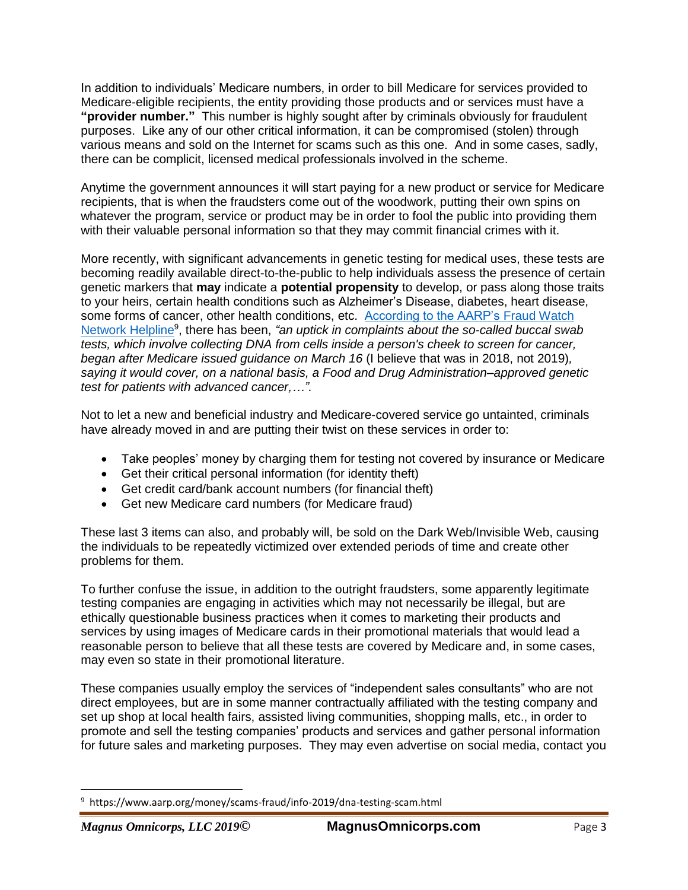In addition to individuals' Medicare numbers, in order to bill Medicare for services provided to Medicare-eligible recipients, the entity providing those products and or services must have a **"provider number."** This number is highly sought after by criminals obviously for fraudulent purposes. Like any of our other critical information, it can be compromised (stolen) through various means and sold on the Internet for scams such as this one. And in some cases, sadly, there can be complicit, licensed medical professionals involved in the scheme.

Anytime the government announces it will start paying for a new product or service for Medicare recipients, that is when the fraudsters come out of the woodwork, putting their own spins on whatever the program, service or product may be in order to fool the public into providing them with their valuable personal information so that they may commit financial crimes with it.

More recently, with significant advancements in genetic testing for medical uses, these tests are becoming readily available direct-to-the-public to help individuals assess the presence of certain genetic markers that **may** indicate a **potential propensity** to develop, or pass along those traits to your heirs, certain health conditions such as Alzheimer's Disease, diabetes, heart disease, some forms of cancer, other health conditions, etc. According to the AARP's Fraud Watch Network Helpline[9], there has been, *"an uptick in complaints about the so-called buccal swab tests, which involve collecting DNA from cells inside a person's cheek to screen for cancer, began after Medicare issued guidance on March 16* (I believe that was in 2018, not 2019)*, saying it would cover, on a national basis, a Food and Drug Administration–approved genetic test for patients with advanced cancer,…"*.

Not to let a new and beneficial industry and Medicare-covered service go untainted, criminals have already moved in and are putting their twist on these services in order to:

- Take peoples' money by charging them for testing not covered by insurance or Medicare
- Get their critical personal information (for identity theft)
- Get credit card/bank account numbers (for financial theft)
- Get new Medicare card numbers (for Medicare fraud)

These last 3 items can also, and probably will, be sold on the Dark Web/Invisible Web, causing the individuals to be repeatedly victimized over extended periods of time and create other problems for them.

To further confuse the issue, in addition to the outright fraudsters, some apparently legitimate testing companies are engaging in activities which may not necessarily be illegal, but are ethically questionable business practices when it comes to marketing their products and services by using images of Medicare cards in their promotional materials that would lead a reasonable person to believe that all these tests are covered by Medicare and, in some cases, may even so state in their promotional literature.

These companies usually employ the services of "independent sales consultants" who are not direct employees, but are in some manner contractually affiliated with the testing company and set up shop at local health fairs, assisted living communities, shopping malls, etc., in order to promote and sell the testing companies' products and services and gather personal information for future sales and marketing purposes. They may even advertise on social media, contact you

[9] https://www.aarp.org/money/scams-fraud/info-2019/dna-testing-scam.html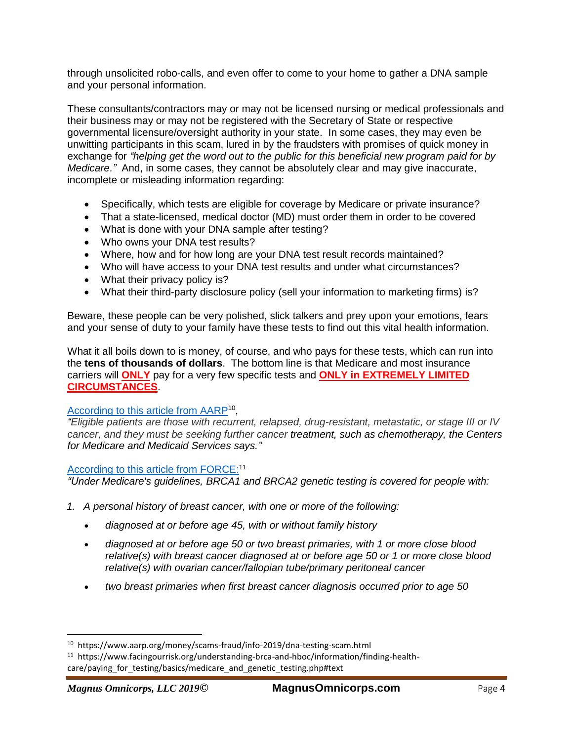through unsolicited robo-calls, and even offer to come to your home to gather a DNA sample and your personal information.

These consultants/contractors may or may not be licensed nursing or medical professionals and their business may or may not be registered with the Secretary of State or respective governmental licensure/oversight authority in your state. In some cases, they may even be unwitting participants in this scam, lured in by the fraudsters with promises of quick money in exchange for *"helping get the word out to the public for this beneficial new program paid for by Medicare."* And, in some cases, they cannot be absolutely clear and may give inaccurate, incomplete or misleading information regarding:

- Specifically, which tests are eligible for coverage by Medicare or private insurance?
- That a state-licensed, medical doctor (MD) must order them in order to be covered
- What is done with your DNA sample after testing?
- Who owns your DNA test results?
- Where, how and for how long are your DNA test result records maintained?
- Who will have access to your DNA test results and under what circumstances?
- What their privacy policy is?
- What their third-party disclosure policy (sell your information to marketing firms) is?

Beware, these people can be very polished, slick talkers and prey upon your emotions, fears and your sense of duty to your family have these tests to find out this vital health information.

What it all boils down to is money, of course, and who pays for these tests, which can run into the **tens of thousands of dollars**. The bottom line is that Medicare and most insurance carriers will **ONLY** pay for a very few specific tests and **ONLY in EXTREMELY LIMITED CIRCUMSTANCES**.

According to this article from AARP[10],
*"Eligible patients are those with recurrent, relapsed, drug-resistant, metastatic, or stage III or IV cancer, and they must be seeking further cancer treatment, such as chemotherapy, the Centers for Medicare and Medicaid Services says."*

According to this article from FORCE:[11]
*"Under Medicare's guidelines, BRCA1 and BRCA2 genetic testing is covered for people with:*

1. *A personal history of breast cancer, with one or more of the following:*
   - *diagnosed at or before age 45, with or without family history*
   - *diagnosed at or before age 50 or two breast primaries, with 1 or more close blood relative(s) with breast cancer diagnosed at or before age 50 or 1 or more close blood relative(s) with ovarian cancer/fallopian tube/primary peritoneal cancer*
   - *two breast primaries when first breast cancer diagnosis occurred prior to age 50*

---

[10] https://www.aarp.org/money/scams-fraud/info-2019/dna-testing-scam.html

[11] https://www.facingourrisk.org/understanding-brca-and-hboc/information/finding-health-care/paying_for_testing/basics/medicare_and_genetic_testing.php#text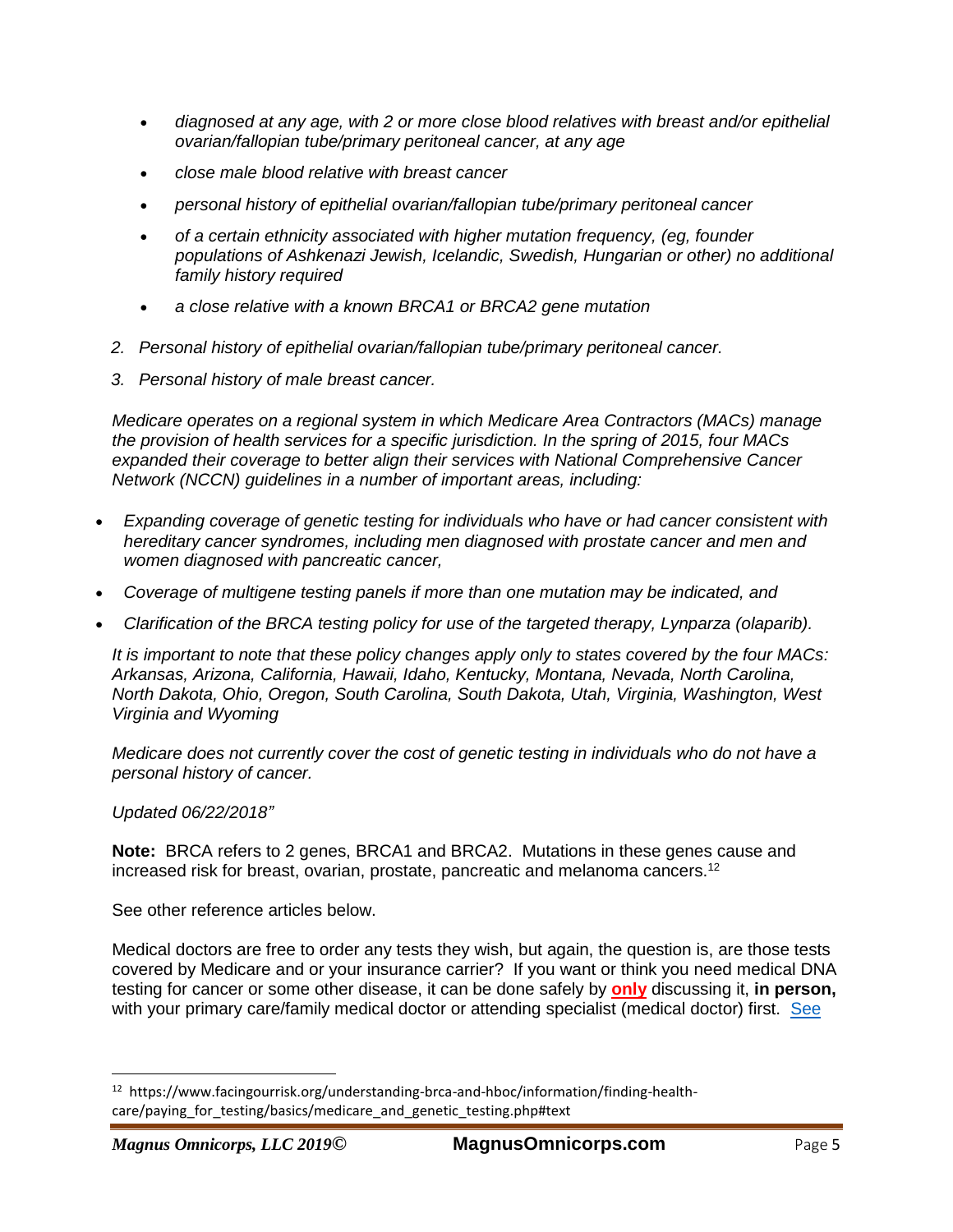- *diagnosed at any age, with 2 or more close blood relatives with breast and/or epithelial ovarian/fallopian tube/primary peritoneal cancer, at any age*
- *close male blood relative with breast cancer*
- *personal history of epithelial ovarian/fallopian tube/primary peritoneal cancer*
- *of a certain ethnicity associated with higher mutation frequency, (eg, founder populations of Ashkenazi Jewish, Icelandic, Swedish, Hungarian or other) no additional family history required*
- *a close relative with a known BRCA1 or BRCA2 gene mutation*

2. *Personal history of epithelial ovarian/fallopian tube/primary peritoneal cancer.*
3. *Personal history of male breast cancer.*

*Medicare operates on a regional system in which Medicare Area Contractors (MACs) manage the provision of health services for a specific jurisdiction. In the spring of 2015, four MACs expanded their coverage to better align their services with National Comprehensive Cancer Network (NCCN) guidelines in a number of important areas, including:*

- *Expanding coverage of genetic testing for individuals who have or had cancer consistent with hereditary cancer syndromes, including men diagnosed with prostate cancer and men and women diagnosed with pancreatic cancer,*
- *Coverage of multigene testing panels if more than one mutation may be indicated, and*
- *Clarification of the BRCA testing policy for use of the targeted therapy, Lynparza (olaparib).*

*It is important to note that these policy changes apply only to states covered by the four MACs: Arkansas, Arizona, California, Hawaii, Idaho, Kentucky, Montana, Nevada, North Carolina, North Dakota, Ohio, Oregon, South Carolina, South Dakota, Utah, Virginia, Washington, West Virginia and Wyoming*

*Medicare does not currently cover the cost of genetic testing in individuals who do not have a personal history of cancer.*

*Updated 06/22/2018"*

**Note:** BRCA refers to 2 genes, BRCA1 and BRCA2. Mutations in these genes cause and increased risk for breast, ovarian, prostate, pancreatic and melanoma cancers.[12]

See other reference articles below.

Medical doctors are free to order any tests they wish, but again, the question is, are those tests covered by Medicare and or your insurance carrier? If you want or think you need medical DNA testing for cancer or some other disease, it can be done safely by **only** discussing it, **in person,** with your primary care/family medical doctor or attending specialist (medical doctor) first. See

[12] https://www.facingourrisk.org/understanding-brca-and-hboc/information/finding-health-care/paying_for_testing/basics/medicare_and_genetic_testing.php#text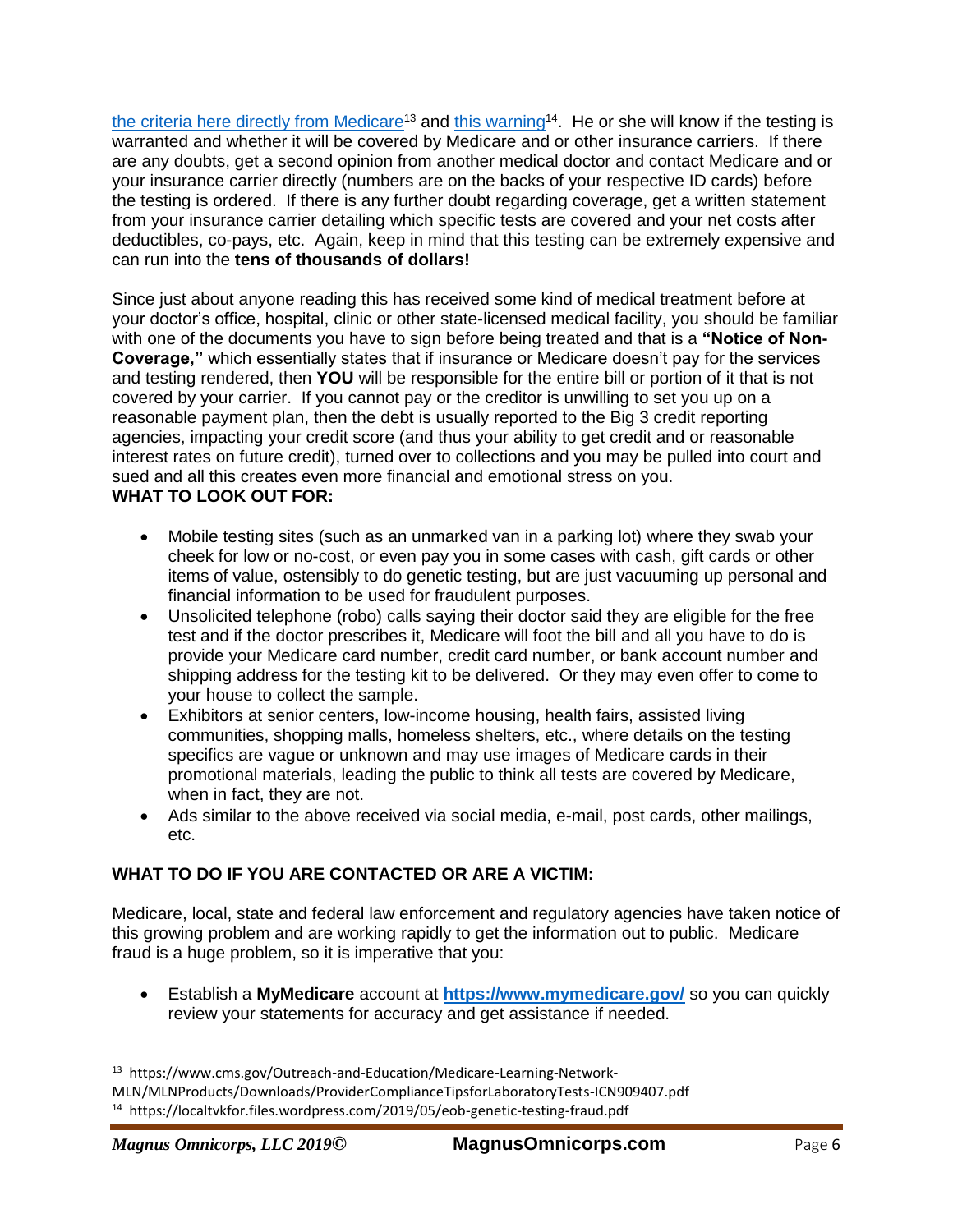[the criteria here directly from Medicare](https://www.cms.gov/Outreach-and-Education/Medicare-Learning-Network-MLN/MLNProducts/Downloads/ProviderComplianceTipsforLaboratoryTests-ICN909407.pdf)[13] and [this warning](https://localtvkfor.files.wordpress.com/2019/05/eob-genetic-testing-fraud.pdf)[14]. He or she will know if the testing is warranted and whether it will be covered by Medicare and or other insurance carriers. If there are any doubts, get a second opinion from another medical doctor and contact Medicare and or your insurance carrier directly (numbers are on the backs of your respective ID cards) before the testing is ordered. If there is any further doubt regarding coverage, get a written statement from your insurance carrier detailing which specific tests are covered and your net costs after deductibles, co-pays, etc. Again, keep in mind that this testing can be extremely expensive and can run into the **tens of thousands of dollars!**

Since just about anyone reading this has received some kind of medical treatment before at your doctor's office, hospital, clinic or other state-licensed medical facility, you should be familiar with one of the documents you have to sign before being treated and that is a **"Notice of Non-Coverage,"** which essentially states that if insurance or Medicare doesn't pay for the services and testing rendered, then **YOU** will be responsible for the entire bill or portion of it that is not covered by your carrier. If you cannot pay or the creditor is unwilling to set you up on a reasonable payment plan, then the debt is usually reported to the Big 3 credit reporting agencies, impacting your credit score (and thus your ability to get credit and or reasonable interest rates on future credit), turned over to collections and you may be pulled into court and sued and all this creates even more financial and emotional stress on you.

**WHAT TO LOOK OUT FOR:**

- Mobile testing sites (such as an unmarked van in a parking lot) where they swab your cheek for low or no-cost, or even pay you in some cases with cash, gift cards or other items of value, ostensibly to do genetic testing, but are just vacuuming up personal and financial information to be used for fraudulent purposes.
- Unsolicited telephone (robo) calls saying their doctor said they are eligible for the free test and if the doctor prescribes it, Medicare will foot the bill and all you have to do is provide your Medicare card number, credit card number, or bank account number and shipping address for the testing kit to be delivered. Or they may even offer to come to your house to collect the sample.
- Exhibitors at senior centers, low-income housing, health fairs, assisted living communities, shopping malls, homeless shelters, etc., where details on the testing specifics are vague or unknown and may use images of Medicare cards in their promotional materials, leading the public to think all tests are covered by Medicare, when in fact, they are not.
- Ads similar to the above received via social media, e-mail, post cards, other mailings, etc.

**WHAT TO DO IF YOU ARE CONTACTED OR ARE A VICTIM:**

Medicare, local, state and federal law enforcement and regulatory agencies have taken notice of this growing problem and are working rapidly to get the information out to public. Medicare fraud is a huge problem, so it is imperative that you:

- Establish a **MyMedicare** account at **[https://www.mymedicare.gov/](https://www.mymedicare.gov/)** so you can quickly review your statements for accuracy and get assistance if needed.

---

[13] https://www.cms.gov/Outreach-and-Education/Medicare-Learning-Network-MLN/MLNProducts/Downloads/ProviderComplianceTipsforLaboratoryTests-ICN909407.pdf

[14] https://localtvkfor.files.wordpress.com/2019/05/eob-genetic-testing-fraud.pdf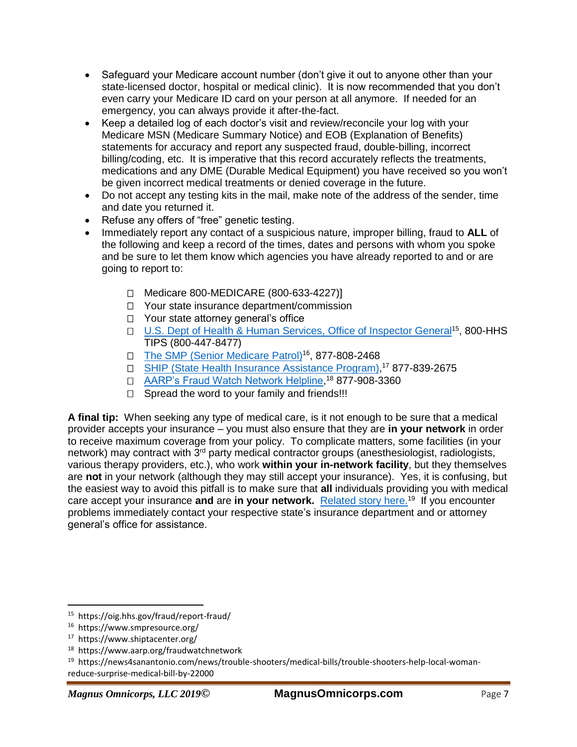- Safeguard your Medicare account number (don't give it out to anyone other than your state-licensed doctor, hospital or medical clinic). It is now recommended that you don't even carry your Medicare ID card on your person at all anymore. If needed for an emergency, you can always provide it after-the-fact.
- Keep a detailed log of each doctor's visit and review/reconcile your log with your Medicare MSN (Medicare Summary Notice) and EOB (Explanation of Benefits) statements for accuracy and report any suspected fraud, double-billing, incorrect billing/coding, etc. It is imperative that this record accurately reflects the treatments, medications and any DME (Durable Medical Equipment) you have received so you won't be given incorrect medical treatments or denied coverage in the future.
- Do not accept any testing kits in the mail, make note of the address of the sender, time and date you returned it.
- Refuse any offers of "free" genetic testing.
- Immediately report any contact of a suspicious nature, improper billing, fraud to **ALL** of the following and keep a record of the times, dates and persons with whom you spoke and be sure to let them know which agencies you have already reported to and or are going to report to:

    - ☐ Medicare 800-MEDICARE (800-633-4227)]
    - ☐ Your state insurance department/commission
    - ☐ Your state attorney general's office
    - ☐ [U.S. Dept of Health & Human Services, Office of Inspector General][15], 800-HHS TIPS (800-447-8477)
    - ☐ [The SMP (Senior Medicare Patrol)][16], 877-808-2468
    - ☐ [SHIP (State Health Insurance Assistance Program)],[17] 877-839-2675
    - ☐ [AARP's Fraud Watch Network Helpline],[18] 877-908-3360
    - ☐ Spread the word to your family and friends!!!

**A final tip:** When seeking any type of medical care, is it not enough to be sure that a medical provider accepts your insurance – you must also ensure that they are **in your network** in order to receive maximum coverage from your policy. To complicate matters, some facilities (in your network) may contract with 3rd party medical contractor groups (anesthesiologist, radiologists, various therapy providers, etc.), who work **within your in-network facility**, but they themselves are **not** in your network (although they may still accept your insurance). Yes, it is confusing, but the easiest way to avoid this pitfall is to make sure that **all** individuals providing you with medical care accept your insurance **and** are **in your network.** [Related story here.][19] If you encounter problems immediately contact your respective state's insurance department and or attorney general's office for assistance.

---

[15] https://oig.hhs.gov/fraud/report-fraud/

[16] https://www.smpresource.org/

[17] https://www.shiptacenter.org/

[18] https://www.aarp.org/fraudwatchnetwork

[19] https://news4sanantonio.com/news/trouble-shooters/medical-bills/trouble-shooters-help-local-woman-reduce-surprise-medical-bill-by-22000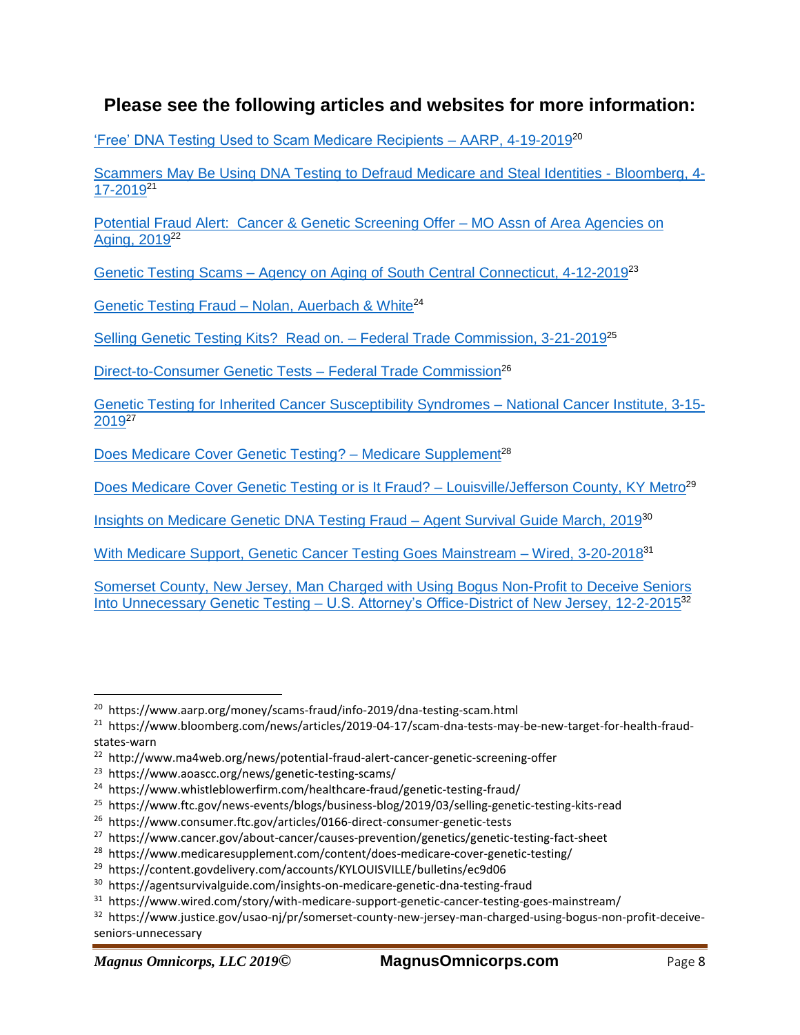## Please see the following articles and websites for more information:

'Free' DNA Testing Used to Scam Medicare Recipients – AARP, 4-19-2019[20]

Scammers May Be Using DNA Testing to Defraud Medicare and Steal Identities - Bloomberg, 4-17-2019[21]

Potential Fraud Alert: Cancer & Genetic Screening Offer – MO Assn of Area Agencies on Aging, 2019[22]

Genetic Testing Scams – Agency on Aging of South Central Connecticut, 4-12-2019[23]

Genetic Testing Fraud – Nolan, Auerbach & White[24]

Selling Genetic Testing Kits? Read on. – Federal Trade Commission, 3-21-2019[25]

Direct-to-Consumer Genetic Tests – Federal Trade Commission[26]

Genetic Testing for Inherited Cancer Susceptibility Syndromes – National Cancer Institute, 3-15-2019[27]

Does Medicare Cover Genetic Testing? – Medicare Supplement[28]

Does Medicare Cover Genetic Testing or is It Fraud? – Louisville/Jefferson County, KY Metro[29]

Insights on Medicare Genetic DNA Testing Fraud – Agent Survival Guide March, 2019[30]

With Medicare Support, Genetic Cancer Testing Goes Mainstream – Wired, 3-20-2018[31]

Somerset County, New Jersey, Man Charged with Using Bogus Non-Profit to Deceive Seniors Into Unnecessary Genetic Testing – U.S. Attorney's Office-District of New Jersey, 12-2-2015[32]

---

[20] https://www.aarp.org/money/scams-fraud/info-2019/dna-testing-scam.html

[21] https://www.bloomberg.com/news/articles/2019-04-17/scam-dna-tests-may-be-new-target-for-health-fraud-states-warn

[22] http://www.ma4web.org/news/potential-fraud-alert-cancer-genetic-screening-offer

[23] https://www.aoascc.org/news/genetic-testing-scams/

[24] https://www.whistleblowerfirm.com/healthcare-fraud/genetic-testing-fraud/

[25] https://www.ftc.gov/news-events/blogs/business-blog/2019/03/selling-genetic-testing-kits-read

[26] https://www.consumer.ftc.gov/articles/0166-direct-consumer-genetic-tests

[27] https://www.cancer.gov/about-cancer/causes-prevention/genetics/genetic-testing-fact-sheet

[28] https://www.medicaresupplement.com/content/does-medicare-cover-genetic-testing/

[29] https://content.govdelivery.com/accounts/KYLOUISVILLE/bulletins/ec9d06

[30] https://agentsurvivalguide.com/insights-on-medicare-genetic-dna-testing-fraud

[31] https://www.wired.com/story/with-medicare-support-genetic-cancer-testing-goes-mainstream/

[32] https://www.justice.gov/usao-nj/pr/somerset-county-new-jersey-man-charged-using-bogus-non-profit-deceive-seniors-unnecessary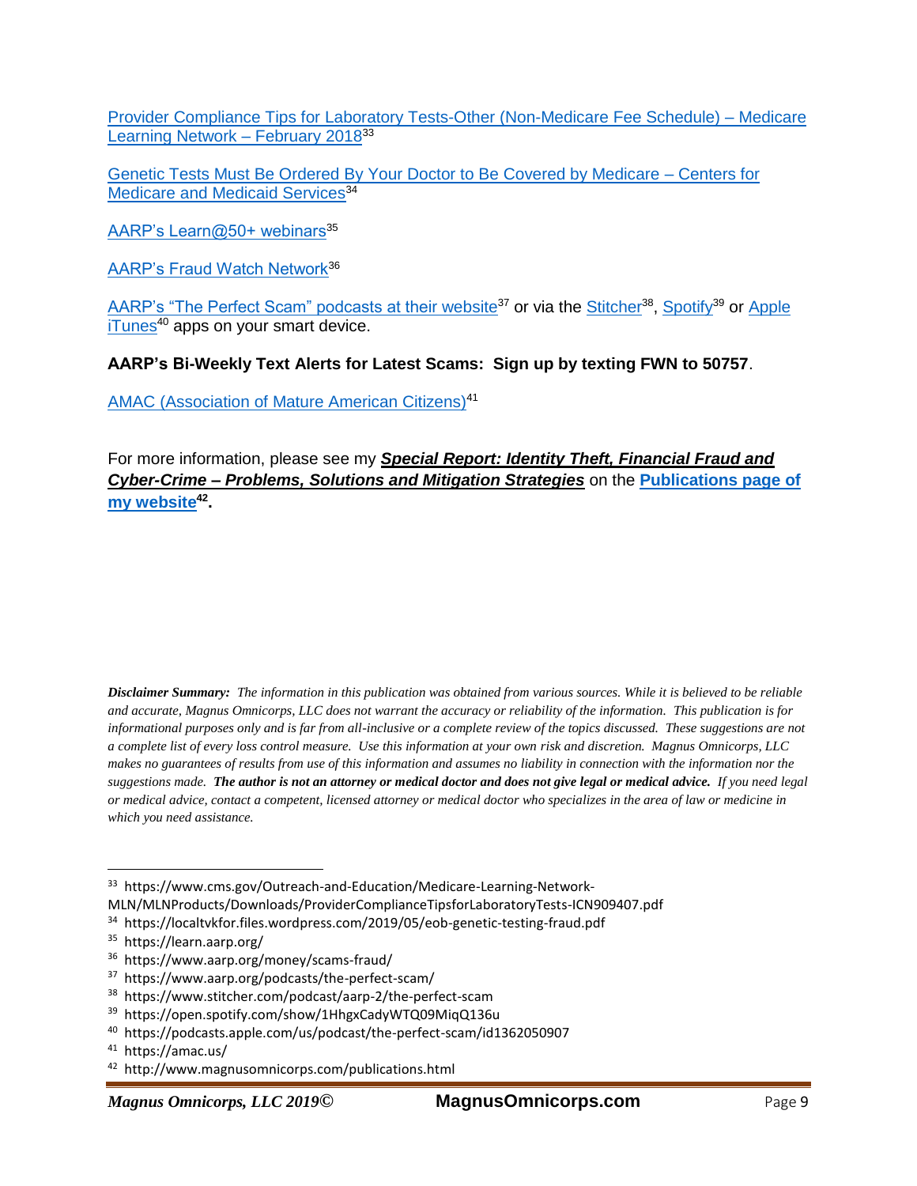Provider Compliance Tips for Laboratory Tests-Other (Non-Medicare Fee Schedule) – Medicare Learning Network – February 2018[33]

Genetic Tests Must Be Ordered By Your Doctor to Be Covered by Medicare – Centers for Medicare and Medicaid Services[34]

AARP's Learn@50+ webinars[35]

AARP's Fraud Watch Network[36]

AARP's "The Perfect Scam" podcasts at their website[37] or via the Stitcher[38], Spotify[39] or Apple iTunes[40] apps on your smart device.

**AARP's Bi-Weekly Text Alerts for Latest Scams: Sign up by texting FWN to 50757**.

AMAC (Association of Mature American Citizens)[41]

For more information, please see my ***Special Report: Identity Theft, Financial Fraud and Cyber-Crime – Problems, Solutions and Mitigation Strategies*** on the **Publications page of my website[42].**

***Disclaimer Summary:*** *The information in this publication was obtained from various sources. While it is believed to be reliable and accurate, Magnus Omnicorps, LLC does not warrant the accuracy or reliability of the information. This publication is for informational purposes only and is far from all-inclusive or a complete review of the topics discussed. These suggestions are not a complete list of every loss control measure. Use this information at your own risk and discretion. Magnus Omnicorps, LLC makes no guarantees of results from use of this information and assumes no liability in connection with the information nor the suggestions made.* ***The author is not an attorney or medical doctor and does not give legal or medical advice.*** *If you need legal or medical advice, contact a competent, licensed attorney or medical doctor who specializes in the area of law or medicine in which you need assistance.*

---

[33] https://www.cms.gov/Outreach-and-Education/Medicare-Learning-Network-MLN/MLNProducts/Downloads/ProviderComplianceTipsforLaboratoryTests-ICN909407.pdf

[34] https://localtvkfor.files.wordpress.com/2019/05/eob-genetic-testing-fraud.pdf

[35] https://learn.aarp.org/

[36] https://www.aarp.org/money/scams-fraud/

[37] https://www.aarp.org/podcasts/the-perfect-scam/

[38] https://www.stitcher.com/podcast/aarp-2/the-perfect-scam

[39] https://open.spotify.com/show/1HhgxCadyWTQ09MiqQ136u

[40] https://podcasts.apple.com/us/podcast/the-perfect-scam/id1362050907

[41] https://amac.us/

[42] http://www.magnusomnicorps.com/publications.html